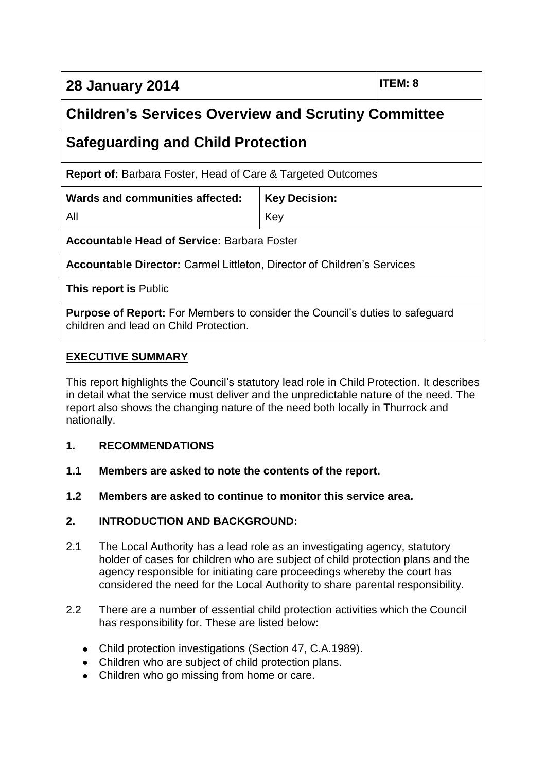| 28 January 2014 | | ITEM: 8 |
|---|---|---|
| **Children's Services Overview and Scrutiny Committee** | | |
| **Safeguarding and Child Protection** | | |
| **Report of:** Barbara Foster, Head of Care & Targeted Outcomes | | |
| **Wards and communities affected:** All | **Key Decision:** Key | |
| **Accountable Head of Service:** Barbara Foster | | |
| **Accountable Director:** Carmel Littleton, Director of Children's Services | | |
| **This report is** Public | | |
| **Purpose of Report:** For Members to consider the Council's duties to safeguard children and lead on Child Protection. | | |

## EXECUTIVE SUMMARY

This report highlights the Council's statutory lead role in Child Protection. It describes in detail what the service must deliver and the unpredictable nature of the need. The report also shows the changing nature of the need both locally in Thurrock and nationally.

**1. RECOMMENDATIONS**

**1.1 Members are asked to note the contents of the report.**

**1.2 Members are asked to continue to monitor this service area.**

**2. INTRODUCTION AND BACKGROUND:**

2.1 The Local Authority has a lead role as an investigating agency, statutory holder of cases for children who are subject of child protection plans and the agency responsible for initiating care proceedings whereby the court has considered the need for the Local Authority to share parental responsibility.

2.2 There are a number of essential child protection activities which the Council has responsibility for. These are listed below:

- Child protection investigations (Section 47, C.A.1989).
- Children who are subject of child protection plans.
- Children who go missing from home or care.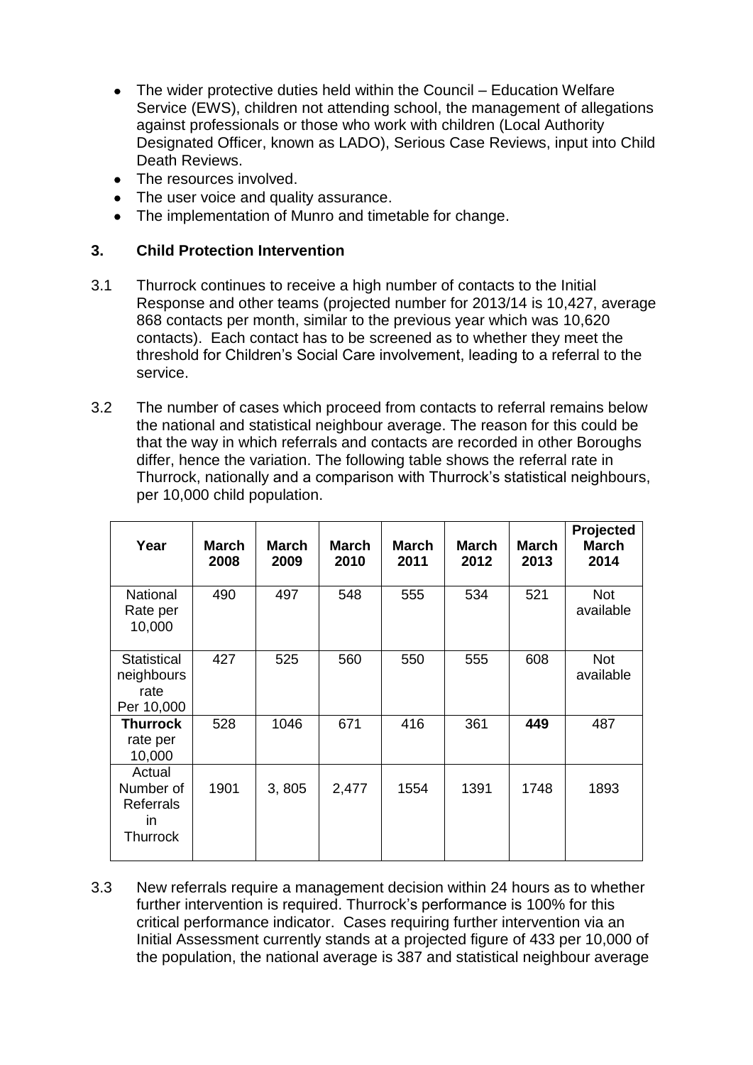- The wider protective duties held within the Council – Education Welfare Service (EWS), children not attending school, the management of allegations against professionals or those who work with children (Local Authority Designated Officer, known as LADO), Serious Case Reviews, input into Child Death Reviews.
- The resources involved.
- The user voice and quality assurance.
- The implementation of Munro and timetable for change.

## 3. Child Protection Intervention

3.1 Thurrock continues to receive a high number of contacts to the Initial Response and other teams (projected number for 2013/14 is 10,427, average 868 contacts per month, similar to the previous year which was 10,620 contacts). Each contact has to be screened as to whether they meet the threshold for Children's Social Care involvement, leading to a referral to the service.

3.2 The number of cases which proceed from contacts to referral remains below the national and statistical neighbour average. The reason for this could be that the way in which referrals and contacts are recorded in other Boroughs differ, hence the variation. The following table shows the referral rate in Thurrock, nationally and a comparison with Thurrock's statistical neighbours, per 10,000 child population.

| Year | March 2008 | March 2009 | March 2010 | March 2011 | March 2012 | March 2013 | Projected March 2014 |
|---|---|---|---|---|---|---|---|
| National Rate per 10,000 | 490 | 497 | 548 | 555 | 534 | 521 | Not available |
| Statistical neighbours rate Per 10,000 | 427 | 525 | 560 | 550 | 555 | 608 | Not available |
| **Thurrock** rate per 10,000 | 528 | 1046 | 671 | 416 | 361 | **449** | 487 |
| Actual Number of Referrals in Thurrock | 1901 | 3, 805 | 2,477 | 1554 | 1391 | 1748 | 1893 |

3.3 New referrals require a management decision within 24 hours as to whether further intervention is required. Thurrock's performance is 100% for this critical performance indicator. Cases requiring further intervention via an Initial Assessment currently stands at a projected figure of 433 per 10,000 of the population, the national average is 387 and statistical neighbour average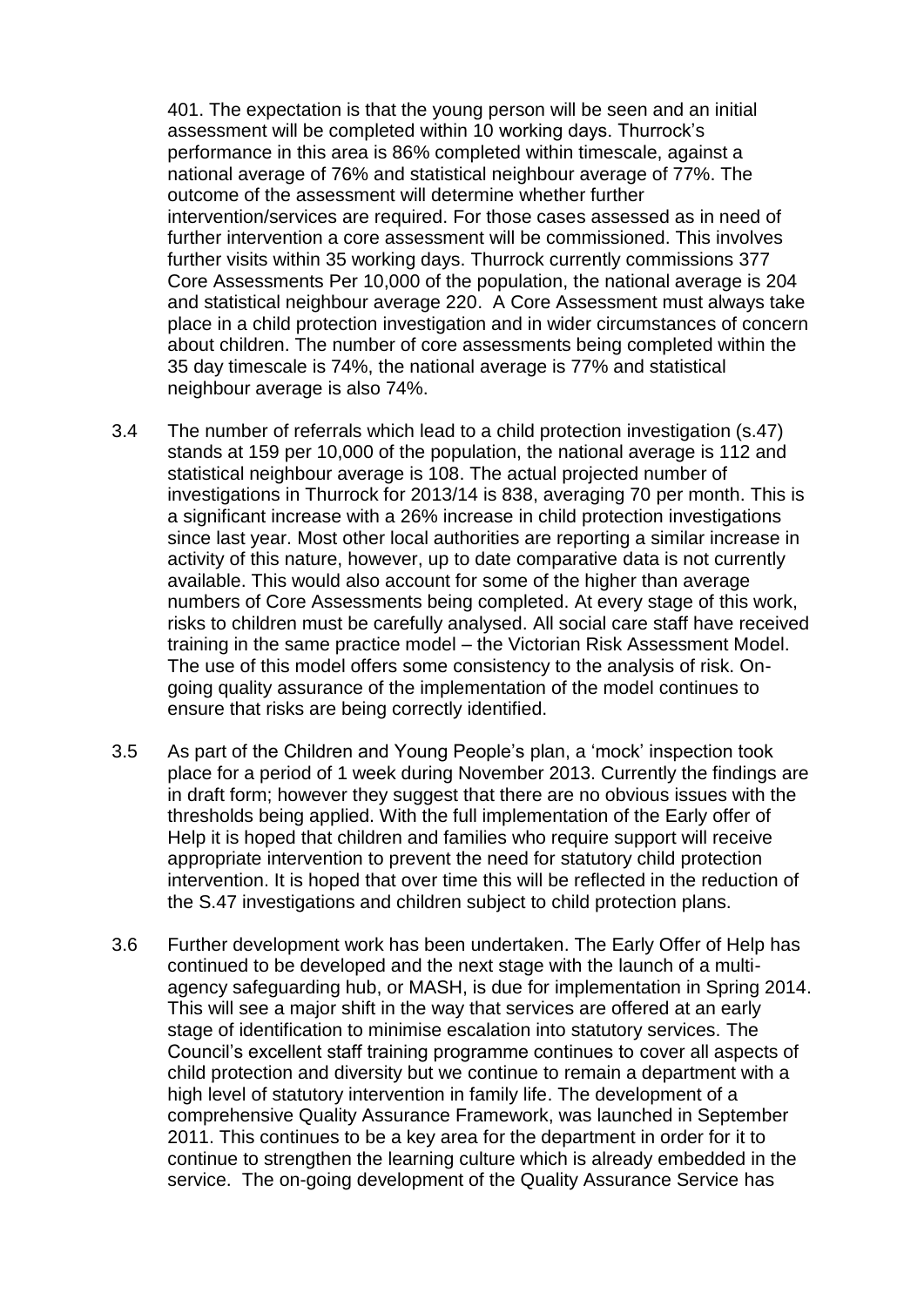401. The expectation is that the young person will be seen and an initial assessment will be completed within 10 working days. Thurrock's performance in this area is 86% completed within timescale, against a national average of 76% and statistical neighbour average of 77%. The outcome of the assessment will determine whether further intervention/services are required. For those cases assessed as in need of further intervention a core assessment will be commissioned. This involves further visits within 35 working days. Thurrock currently commissions 377 Core Assessments Per 10,000 of the population, the national average is 204 and statistical neighbour average 220. A Core Assessment must always take place in a child protection investigation and in wider circumstances of concern about children. The number of core assessments being completed within the 35 day timescale is 74%, the national average is 77% and statistical neighbour average is also 74%.

3.4 The number of referrals which lead to a child protection investigation (s.47) stands at 159 per 10,000 of the population, the national average is 112 and statistical neighbour average is 108. The actual projected number of investigations in Thurrock for 2013/14 is 838, averaging 70 per month. This is a significant increase with a 26% increase in child protection investigations since last year. Most other local authorities are reporting a similar increase in activity of this nature, however, up to date comparative data is not currently available. This would also account for some of the higher than average numbers of Core Assessments being completed. At every stage of this work, risks to children must be carefully analysed. All social care staff have received training in the same practice model – the Victorian Risk Assessment Model. The use of this model offers some consistency to the analysis of risk. On-going quality assurance of the implementation of the model continues to ensure that risks are being correctly identified.

3.5 As part of the Children and Young People's plan, a 'mock' inspection took place for a period of 1 week during November 2013. Currently the findings are in draft form; however they suggest that there are no obvious issues with the thresholds being applied. With the full implementation of the Early offer of Help it is hoped that children and families who require support will receive appropriate intervention to prevent the need for statutory child protection intervention. It is hoped that over time this will be reflected in the reduction of the S.47 investigations and children subject to child protection plans.

3.6 Further development work has been undertaken. The Early Offer of Help has continued to be developed and the next stage with the launch of a multi-agency safeguarding hub, or MASH, is due for implementation in Spring 2014. This will see a major shift in the way that services are offered at an early stage of identification to minimise escalation into statutory services. The Council's excellent staff training programme continues to cover all aspects of child protection and diversity but we continue to remain a department with a high level of statutory intervention in family life. The development of a comprehensive Quality Assurance Framework, was launched in September 2011. This continues to be a key area for the department in order for it to continue to strengthen the learning culture which is already embedded in the service. The on-going development of the Quality Assurance Service has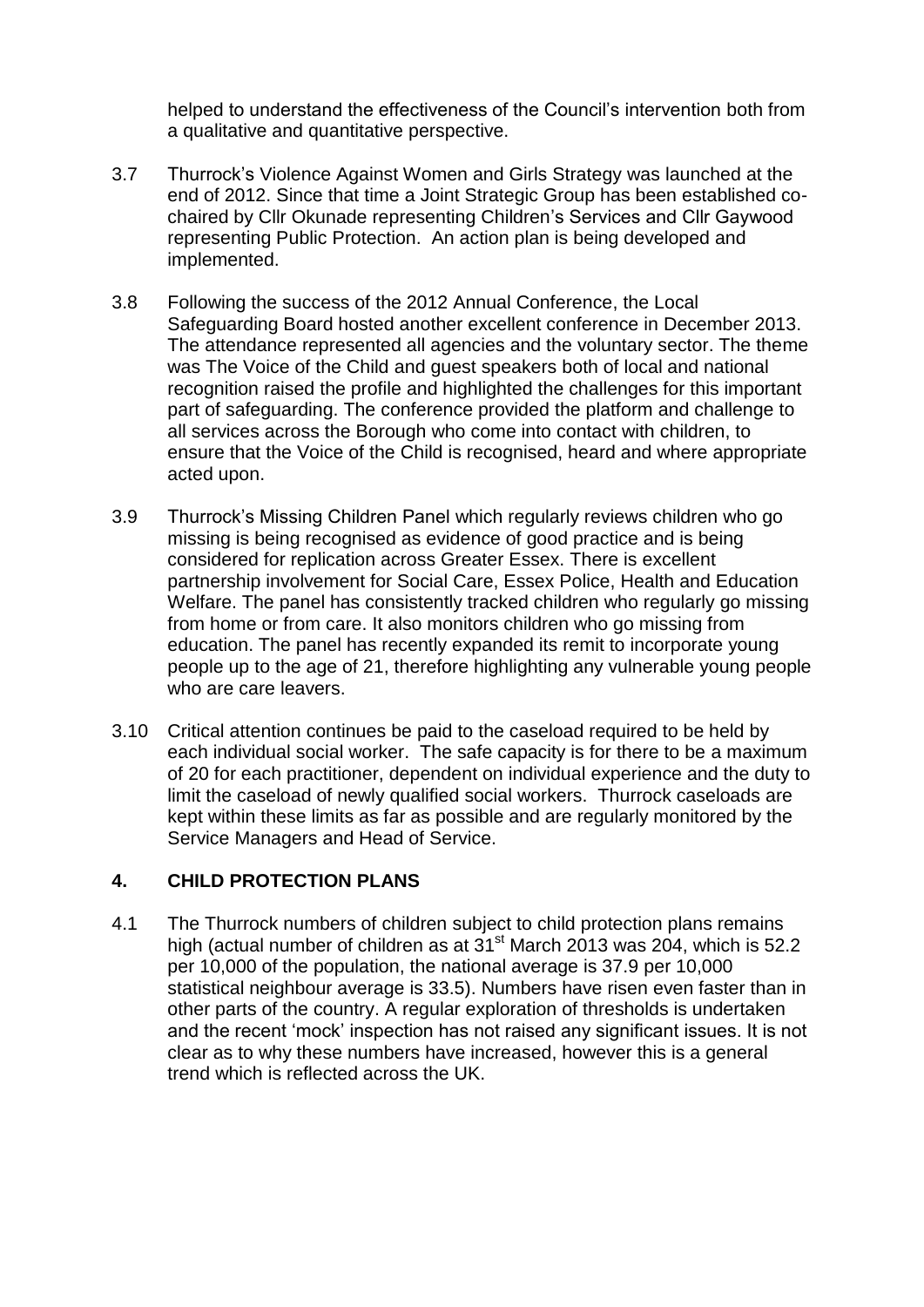helped to understand the effectiveness of the Council's intervention both from a qualitative and quantitative perspective.

3.7 Thurrock's Violence Against Women and Girls Strategy was launched at the end of 2012. Since that time a Joint Strategic Group has been established co-chaired by Cllr Okunade representing Children's Services and Cllr Gaywood representing Public Protection. An action plan is being developed and implemented.

3.8 Following the success of the 2012 Annual Conference, the Local Safeguarding Board hosted another excellent conference in December 2013. The attendance represented all agencies and the voluntary sector. The theme was The Voice of the Child and guest speakers both of local and national recognition raised the profile and highlighted the challenges for this important part of safeguarding. The conference provided the platform and challenge to all services across the Borough who come into contact with children, to ensure that the Voice of the Child is recognised, heard and where appropriate acted upon.

3.9 Thurrock's Missing Children Panel which regularly reviews children who go missing is being recognised as evidence of good practice and is being considered for replication across Greater Essex. There is excellent partnership involvement for Social Care, Essex Police, Health and Education Welfare. The panel has consistently tracked children who regularly go missing from home or from care. It also monitors children who go missing from education. The panel has recently expanded its remit to incorporate young people up to the age of 21, therefore highlighting any vulnerable young people who are care leavers.

3.10 Critical attention continues be paid to the caseload required to be held by each individual social worker. The safe capacity is for there to be a maximum of 20 for each practitioner, dependent on individual experience and the duty to limit the caseload of newly qualified social workers. Thurrock caseloads are kept within these limits as far as possible and are regularly monitored by the Service Managers and Head of Service.

## 4. CHILD PROTECTION PLANS

4.1 The Thurrock numbers of children subject to child protection plans remains high (actual number of children as at 31st March 2013 was 204, which is 52.2 per 10,000 of the population, the national average is 37.9 per 10,000 statistical neighbour average is 33.5). Numbers have risen even faster than in other parts of the country. A regular exploration of thresholds is undertaken and the recent 'mock' inspection has not raised any significant issues. It is not clear as to why these numbers have increased, however this is a general trend which is reflected across the UK.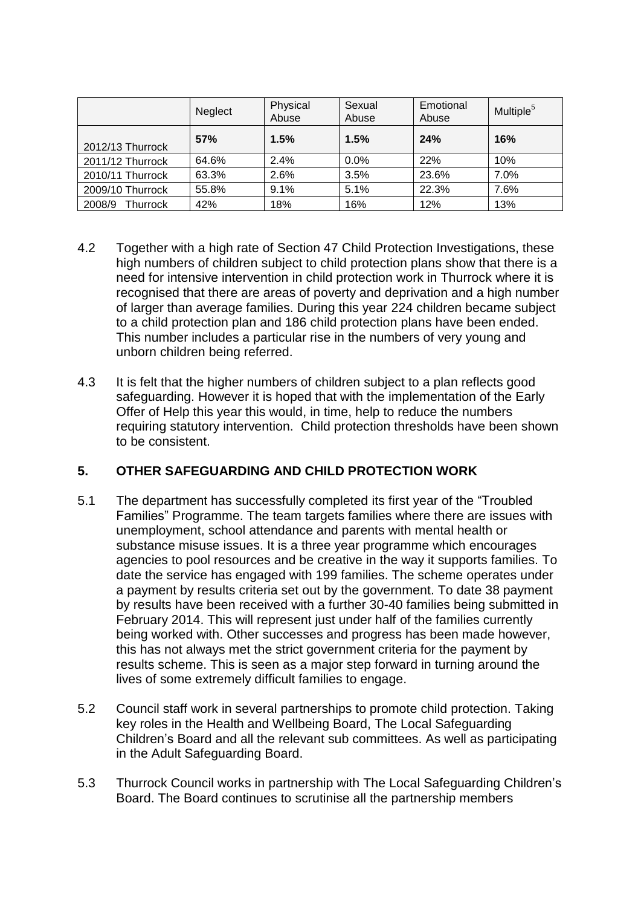| | Neglect | Physical Abuse | Sexual Abuse | Emotional Abuse | Multiple[5] |
|---|---|---|---|---|---|
| 2012/13 Thurrock | **57%** | **1.5%** | **1.5%** | **24%** | **16%** |
| 2011/12 Thurrock | 64.6% | 2.4% | 0.0% | 22% | 10% |
| 2010/11 Thurrock | 63.3% | 2.6% | 3.5% | 23.6% | 7.0% |
| 2009/10 Thurrock | 55.8% | 9.1% | 5.1% | 22.3% | 7.6% |
| 2008/9 Thurrock | 42% | 18% | 16% | 12% | 13% |

4.2 Together with a high rate of Section 47 Child Protection Investigations, these high numbers of children subject to child protection plans show that there is a need for intensive intervention in child protection work in Thurrock where it is recognised that there are areas of poverty and deprivation and a high number of larger than average families. During this year 224 children became subject to a child protection plan and 186 child protection plans have been ended. This number includes a particular rise in the numbers of very young and unborn children being referred.

4.3 It is felt that the higher numbers of children subject to a plan reflects good safeguarding. However it is hoped that with the implementation of the Early Offer of Help this year this would, in time, help to reduce the numbers requiring statutory intervention. Child protection thresholds have been shown to be consistent.

## 5. OTHER SAFEGUARDING AND CHILD PROTECTION WORK

5.1 The department has successfully completed its first year of the "Troubled Families" Programme. The team targets families where there are issues with unemployment, school attendance and parents with mental health or substance misuse issues. It is a three year programme which encourages agencies to pool resources and be creative in the way it supports families. To date the service has engaged with 199 families. The scheme operates under a payment by results criteria set out by the government. To date 38 payment by results have been received with a further 30-40 families being submitted in February 2014. This will represent just under half of the families currently being worked with. Other successes and progress has been made however, this has not always met the strict government criteria for the payment by results scheme. This is seen as a major step forward in turning around the lives of some extremely difficult families to engage.

5.2 Council staff work in several partnerships to promote child protection. Taking key roles in the Health and Wellbeing Board, The Local Safeguarding Children's Board and all the relevant sub committees. As well as participating in the Adult Safeguarding Board.

5.3 Thurrock Council works in partnership with The Local Safeguarding Children's Board. The Board continues to scrutinise all the partnership members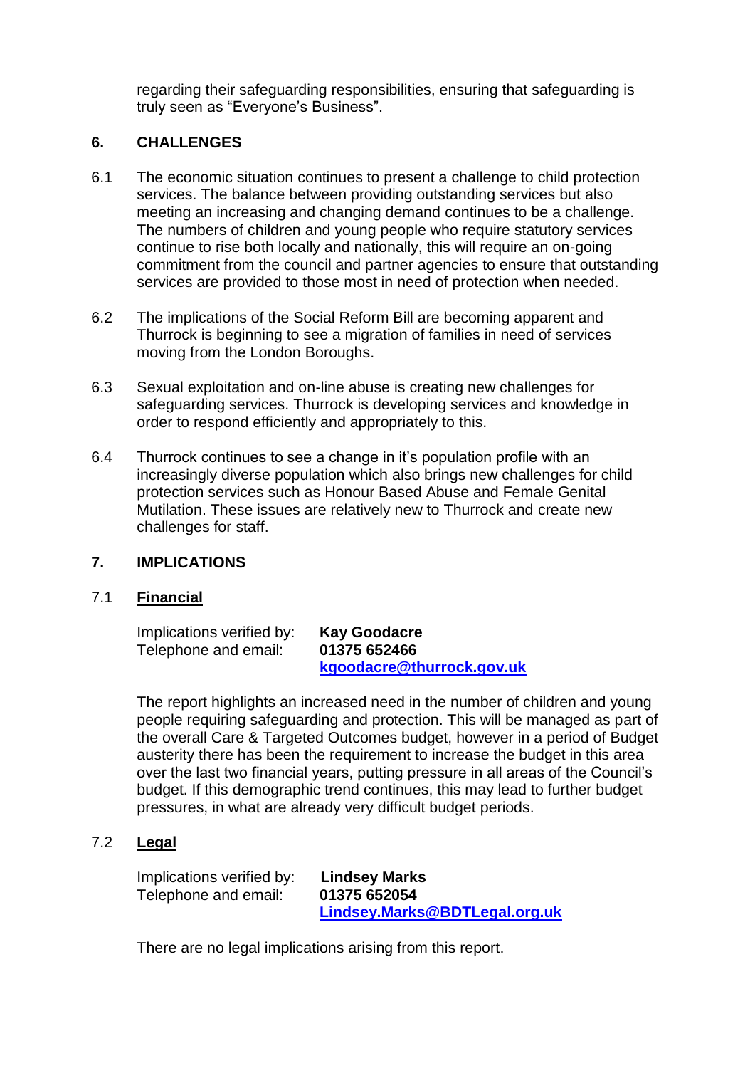regarding their safeguarding responsibilities, ensuring that safeguarding is truly seen as "Everyone's Business".

## 6. CHALLENGES

6.1 The economic situation continues to present a challenge to child protection services. The balance between providing outstanding services but also meeting an increasing and changing demand continues to be a challenge. The numbers of children and young people who require statutory services continue to rise both locally and nationally, this will require an on-going commitment from the council and partner agencies to ensure that outstanding services are provided to those most in need of protection when needed.

6.2 The implications of the Social Reform Bill are becoming apparent and Thurrock is beginning to see a migration of families in need of services moving from the London Boroughs.

6.3 Sexual exploitation and on-line abuse is creating new challenges for safeguarding services. Thurrock is developing services and knowledge in order to respond efficiently and appropriately to this.

6.4 Thurrock continues to see a change in it's population profile with an increasingly diverse population which also brings new challenges for child protection services such as Honour Based Abuse and Female Genital Mutilation. These issues are relatively new to Thurrock and create new challenges for staff.

## 7. IMPLICATIONS

### 7.1 Financial

Implications verified by: **Kay Goodacre**
Telephone and email: **01375 652466**
**kgoodacre@thurrock.gov.uk**

The report highlights an increased need in the number of children and young people requiring safeguarding and protection. This will be managed as part of the overall Care & Targeted Outcomes budget, however in a period of Budget austerity there has been the requirement to increase the budget in this area over the last two financial years, putting pressure in all areas of the Council's budget. If this demographic trend continues, this may lead to further budget pressures, in what are already very difficult budget periods.

### 7.2 Legal

Implications verified by: **Lindsey Marks**
Telephone and email: **01375 652054**
**Lindsey.Marks@BDTLegal.org.uk**

There are no legal implications arising from this report.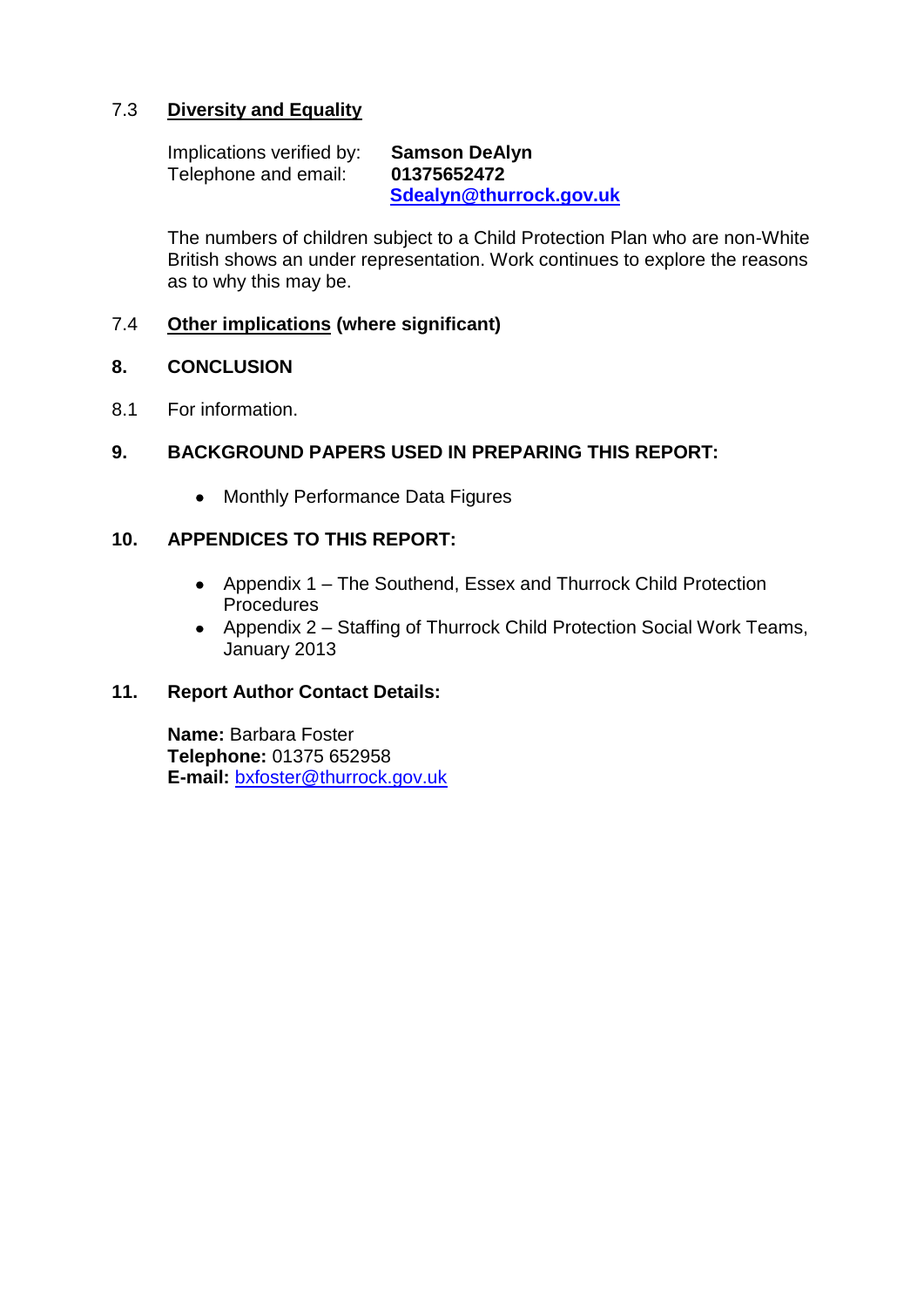7.3 **Diversity and Equality**

Implications verified by: **Samson DeAlyn**
Telephone and email: **01375652472**
**Sdealyn@thurrock.gov.uk**

The numbers of children subject to a Child Protection Plan who are non-White British shows an under representation. Work continues to explore the reasons as to why this may be.

7.4 **Other implications (where significant)**

## 8. CONCLUSION

8.1 For information.

## 9. BACKGROUND PAPERS USED IN PREPARING THIS REPORT:

- Monthly Performance Data Figures

## 10. APPENDICES TO THIS REPORT:

- Appendix 1 – The Southend, Essex and Thurrock Child Protection Procedures
- Appendix 2 – Staffing of Thurrock Child Protection Social Work Teams, January 2013

## 11. Report Author Contact Details:

**Name:** Barbara Foster
**Telephone:** 01375 652958
**E-mail:** bxfoster@thurrock.gov.uk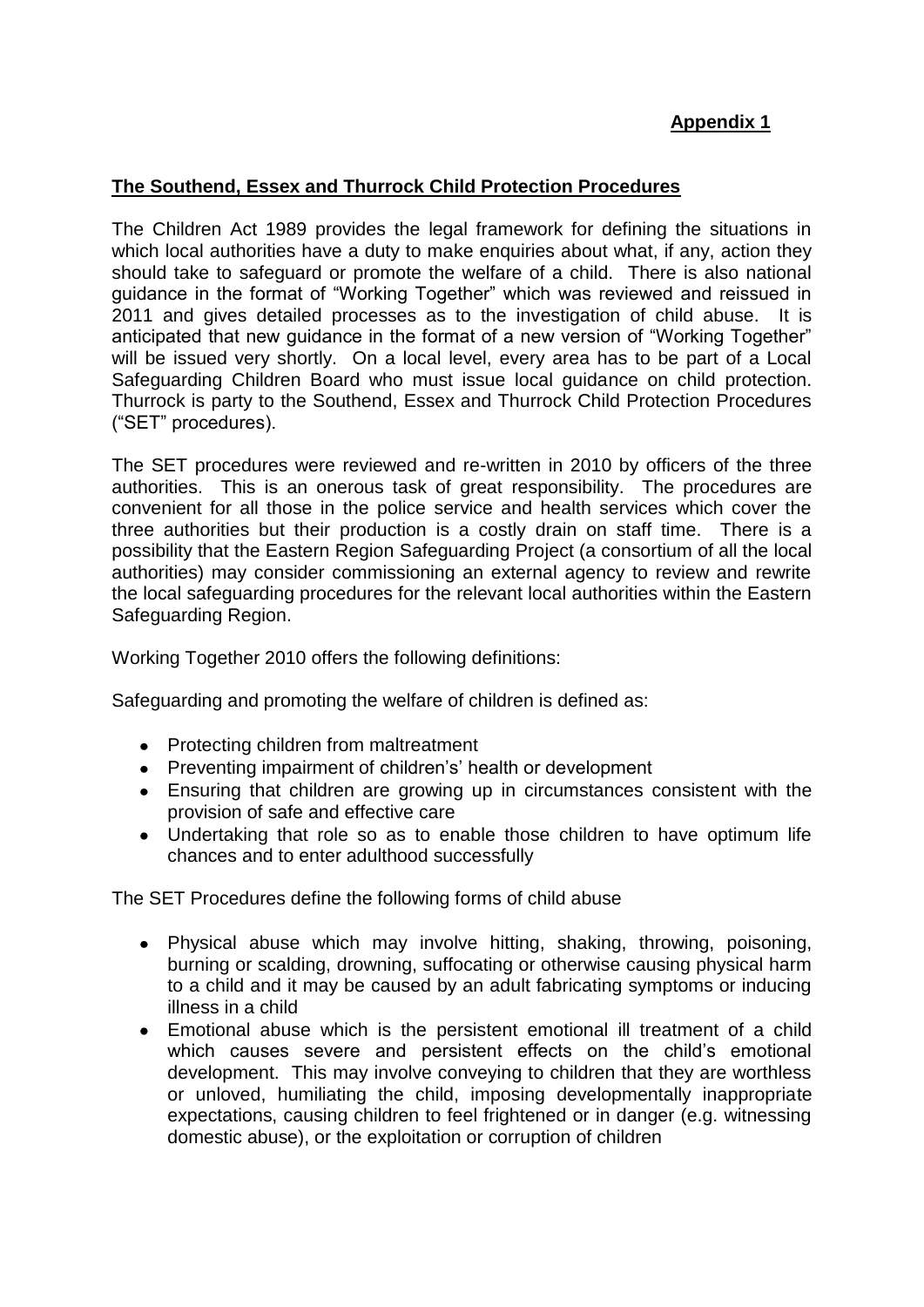**Appendix 1**

**The Southend, Essex and Thurrock Child Protection Procedures**

The Children Act 1989 provides the legal framework for defining the situations in which local authorities have a duty to make enquiries about what, if any, action they should take to safeguard or promote the welfare of a child. There is also national guidance in the format of "Working Together" which was reviewed and reissued in 2011 and gives detailed processes as to the investigation of child abuse. It is anticipated that new guidance in the format of a new version of "Working Together" will be issued very shortly. On a local level, every area has to be part of a Local Safeguarding Children Board who must issue local guidance on child protection. Thurrock is party to the Southend, Essex and Thurrock Child Protection Procedures ("SET" procedures).

The SET procedures were reviewed and re-written in 2010 by officers of the three authorities. This is an onerous task of great responsibility. The procedures are convenient for all those in the police service and health services which cover the three authorities but their production is a costly drain on staff time. There is a possibility that the Eastern Region Safeguarding Project (a consortium of all the local authorities) may consider commissioning an external agency to review and rewrite the local safeguarding procedures for the relevant local authorities within the Eastern Safeguarding Region.

Working Together 2010 offers the following definitions:

Safeguarding and promoting the welfare of children is defined as:

- Protecting children from maltreatment
- Preventing impairment of childrens' health or development
- Ensuring that children are growing up in circumstances consistent with the provision of safe and effective care
- Undertaking that role so as to enable those children to have optimum life chances and to enter adulthood successfully

The SET Procedures define the following forms of child abuse

- Physical abuse which may involve hitting, shaking, throwing, poisoning, burning or scalding, drowning, suffocating or otherwise causing physical harm to a child and it may be caused by an adult fabricating symptoms or inducing illness in a child
- Emotional abuse which is the persistent emotional ill treatment of a child which causes severe and persistent effects on the child's emotional development. This may involve conveying to children that they are worthless or unloved, humiliating the child, imposing developmentally inappropriate expectations, causing children to feel frightened or in danger (e.g. witnessing domestic abuse), or the exploitation or corruption of children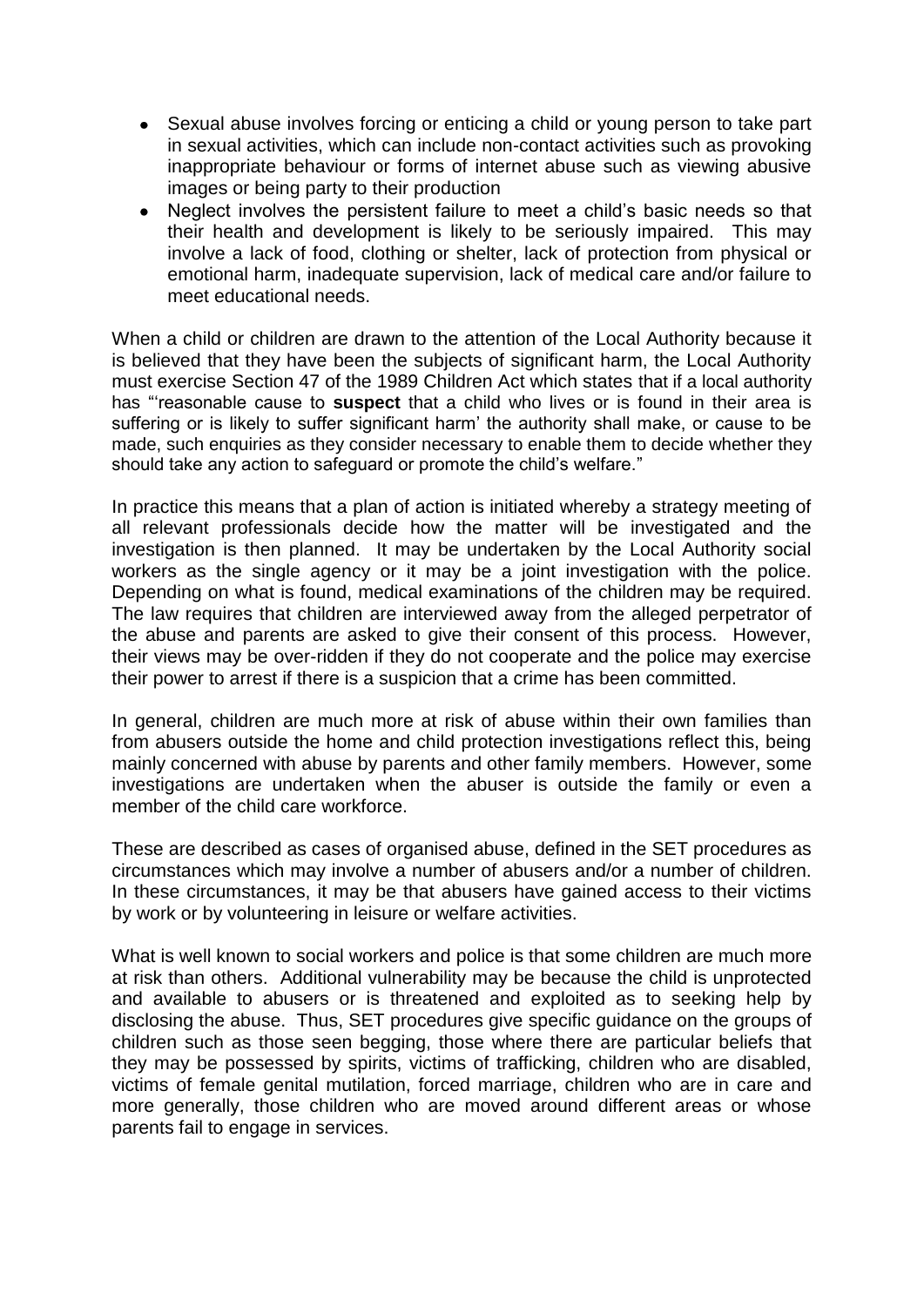- Sexual abuse involves forcing or enticing a child or young person to take part in sexual activities, which can include non-contact activities such as provoking inappropriate behaviour or forms of internet abuse such as viewing abusive images or being party to their production
- Neglect involves the persistent failure to meet a child's basic needs so that their health and development is likely to be seriously impaired. This may involve a lack of food, clothing or shelter, lack of protection from physical or emotional harm, inadequate supervision, lack of medical care and/or failure to meet educational needs.

When a child or children are drawn to the attention of the Local Authority because it is believed that they have been the subjects of significant harm, the Local Authority must exercise Section 47 of the 1989 Children Act which states that if a local authority has "'reasonable cause to **suspect** that a child who lives or is found in their area is suffering or is likely to suffer significant harm' the authority shall make, or cause to be made, such enquiries as they consider necessary to enable them to decide whether they should take any action to safeguard or promote the child's welfare."

In practice this means that a plan of action is initiated whereby a strategy meeting of all relevant professionals decide how the matter will be investigated and the investigation is then planned. It may be undertaken by the Local Authority social workers as the single agency or it may be a joint investigation with the police. Depending on what is found, medical examinations of the children may be required. The law requires that children are interviewed away from the alleged perpetrator of the abuse and parents are asked to give their consent of this process. However, their views may be over-ridden if they do not cooperate and the police may exercise their power to arrest if there is a suspicion that a crime has been committed.

In general, children are much more at risk of abuse within their own families than from abusers outside the home and child protection investigations reflect this, being mainly concerned with abuse by parents and other family members. However, some investigations are undertaken when the abuser is outside the family or even a member of the child care workforce.

These are described as cases of organised abuse, defined in the SET procedures as circumstances which may involve a number of abusers and/or a number of children. In these circumstances, it may be that abusers have gained access to their victims by work or by volunteering in leisure or welfare activities.

What is well known to social workers and police is that some children are much more at risk than others. Additional vulnerability may be because the child is unprotected and available to abusers or is threatened and exploited as to seeking help by disclosing the abuse. Thus, SET procedures give specific guidance on the groups of children such as those seen begging, those where there are particular beliefs that they may be possessed by spirits, victims of trafficking, children who are disabled, victims of female genital mutilation, forced marriage, children who are in care and more generally, those children who are moved around different areas or whose parents fail to engage in services.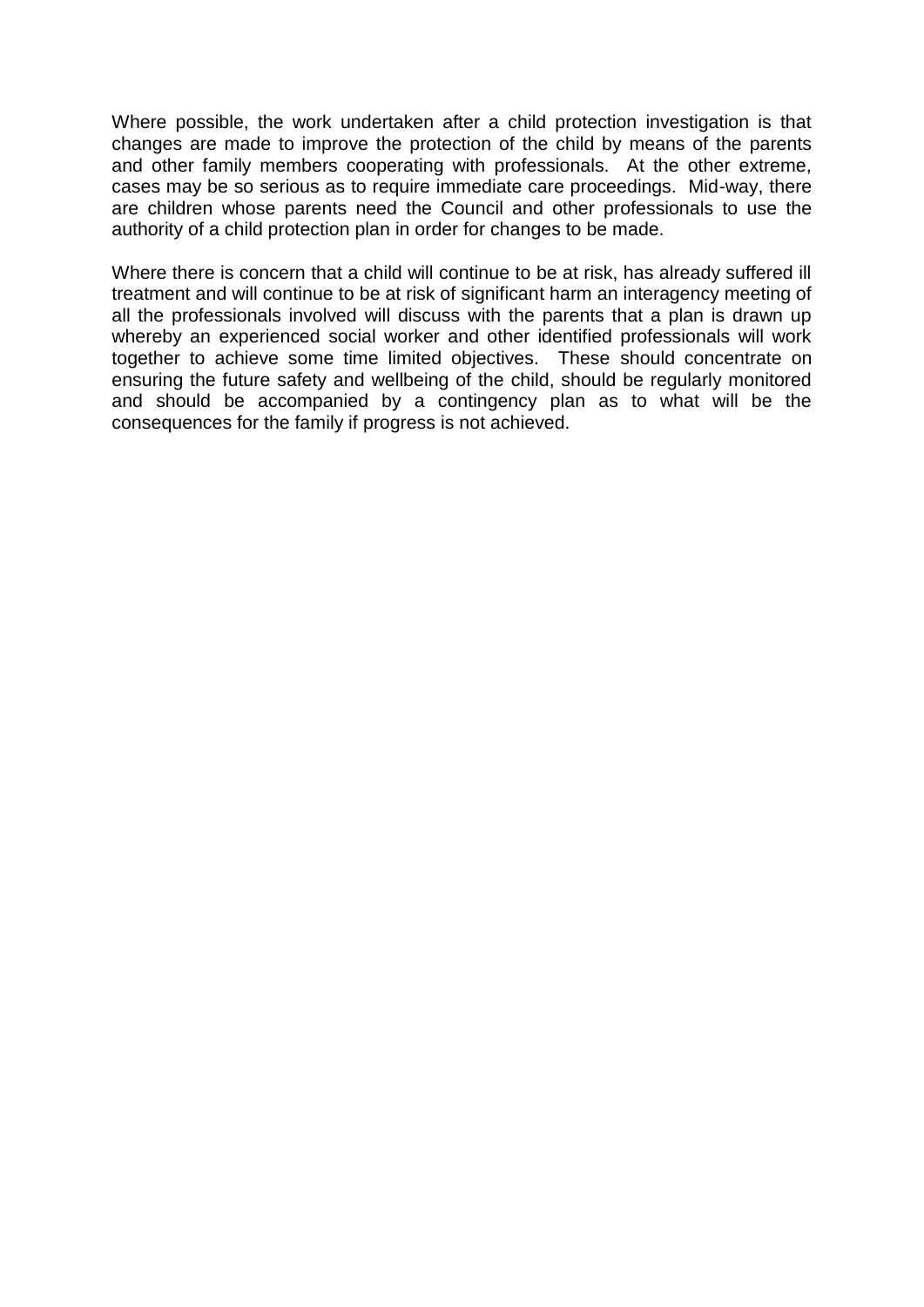Where possible, the work undertaken after a child protection investigation is that changes are made to improve the protection of the child by means of the parents and other family members cooperating with professionals. At the other extreme, cases may be so serious as to require immediate care proceedings. Mid-way, there are children whose parents need the Council and other professionals to use the authority of a child protection plan in order for changes to be made.

Where there is concern that a child will continue to be at risk, has already suffered ill treatment and will continue to be at risk of significant harm an interagency meeting of all the professionals involved will discuss with the parents that a plan is drawn up whereby an experienced social worker and other identified professionals will work together to achieve some time limited objectives. These should concentrate on ensuring the future safety and wellbeing of the child, should be regularly monitored and should be accompanied by a contingency plan as to what will be the consequences for the family if progress is not achieved.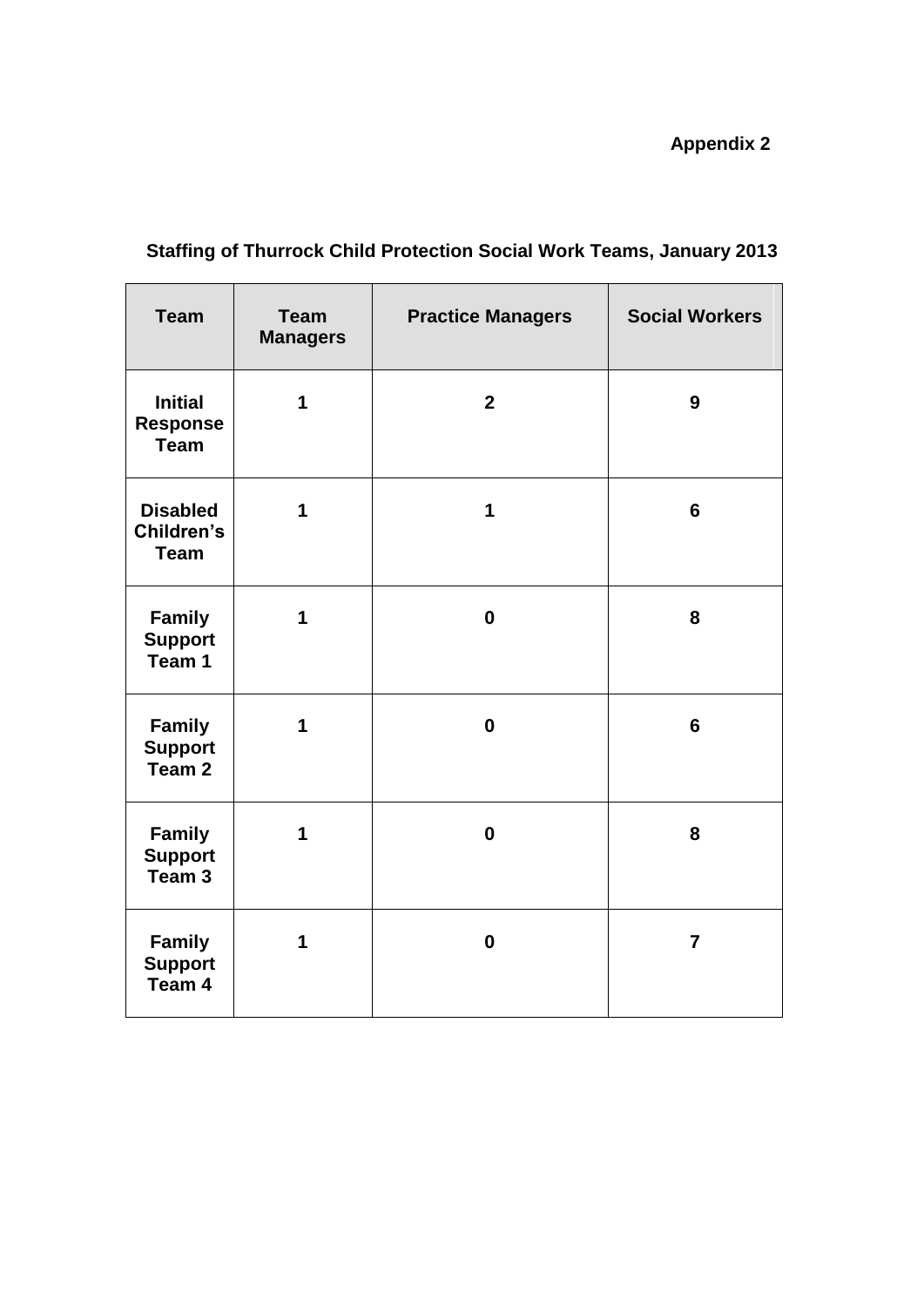**Appendix 2**

## Staffing of Thurrock Child Protection Social Work Teams, January 2013

| Team | Team Managers | Practice Managers | Social Workers |
|---|---|---|---|
| Initial Response Team | 1 | 2 | 9 |
| Disabled Children's Team | 1 | 1 | 6 |
| Family Support Team 1 | 1 | 0 | 8 |
| Family Support Team 2 | 1 | 0 | 6 |
| Family Support Team 3 | 1 | 0 | 8 |
| Family Support Team 4 | 1 | 0 | 7 |